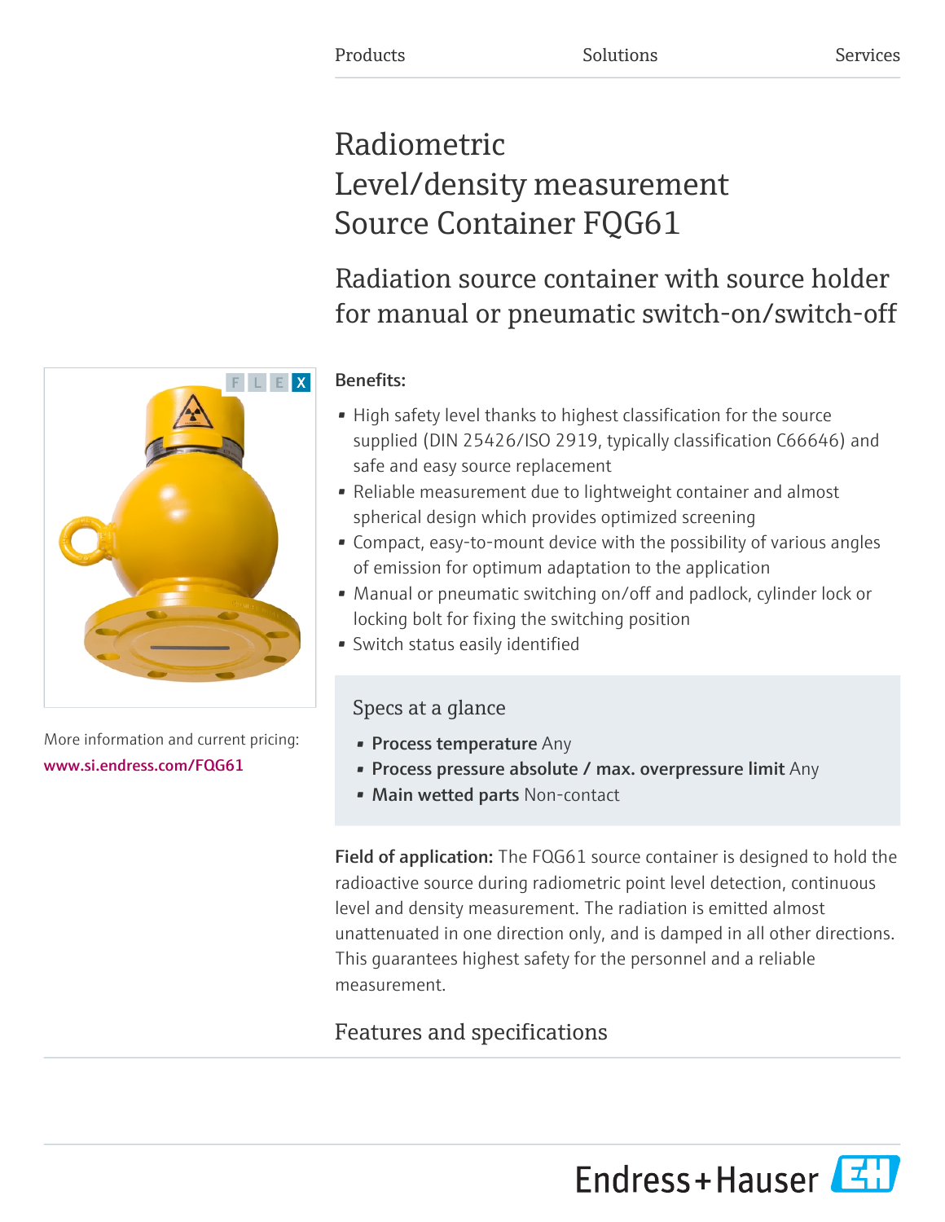Products Solutions Services

# Radiometric Level/density measurement Source Container FQG61

## Radiation source container with source holder for manual or pneumatic switch-on/switch-off

F L E X

More information and current pricing:
www.si.endress.com/FQG61

**Benefits:**

- High safety level thanks to highest classification for the source supplied (DIN 25426/ISO 2919, typically classification C66646) and safe and easy source replacement
- Reliable measurement due to lightweight container and almost spherical design which provides optimized screening
- Compact, easy-to-mount device with the possibility of various angles of emission for optimum adaptation to the application
- Manual or pneumatic switching on/off and padlock, cylinder lock or locking bolt for fixing the switching position
- Switch status easily identified

### Specs at a glance

- **Process temperature** Any
- **Process pressure absolute / max. overpressure limit** Any
- **Main wetted parts** Non-contact

**Field of application:** The FQG61 source container is designed to hold the radioactive source during radiometric point level detection, continuous level and density measurement. The radiation is emitted almost unattenuated in one direction only, and is damped in all other directions. This guarantees highest safety for the personnel and a reliable measurement.

## Features and specifications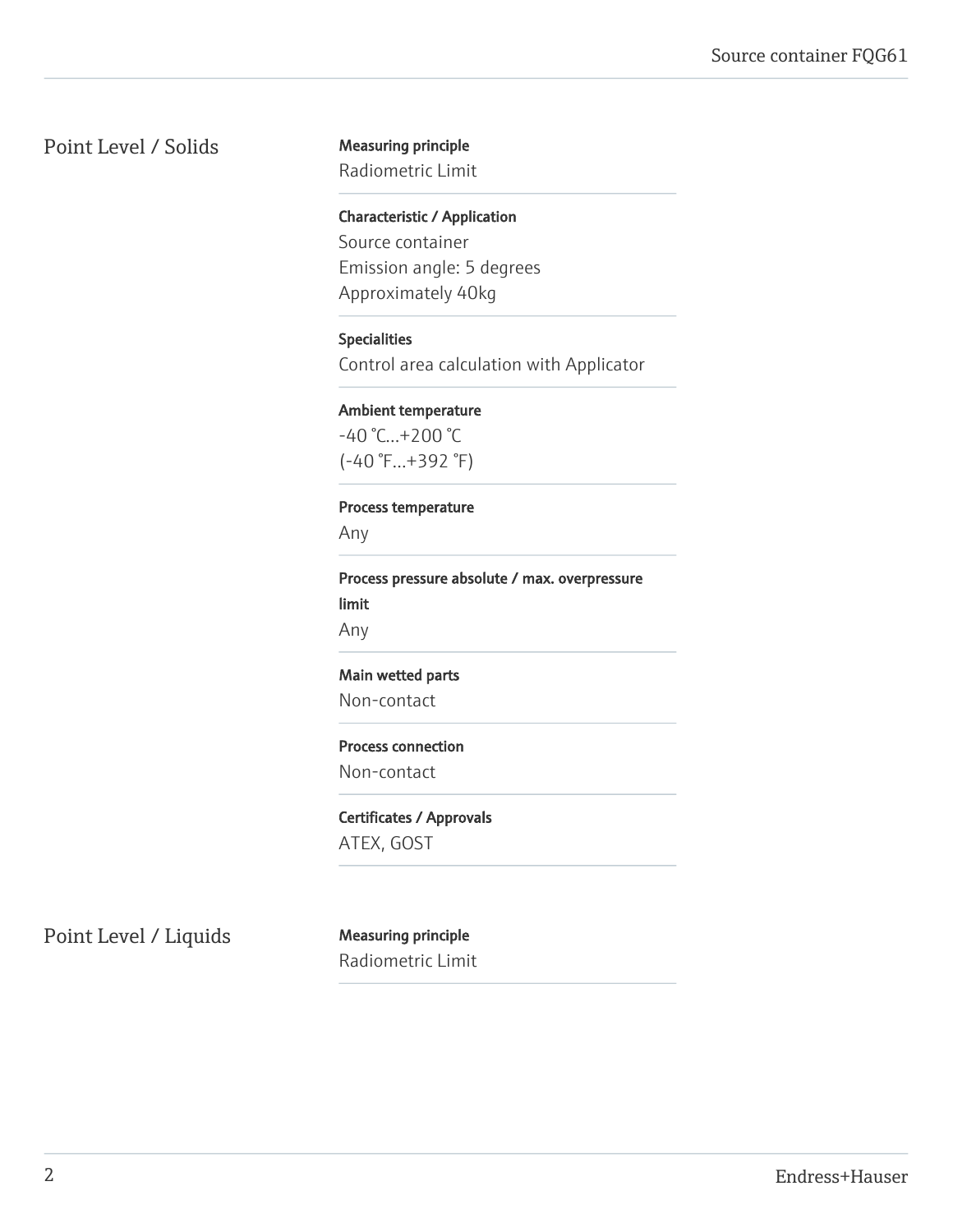## Point Level / Solids

**Measuring principle**
Radiometric Limit

**Characteristic / Application**
Source container
Emission angle: 5 degrees
Approximately 40kg

**Specialities**
Control area calculation with Applicator

**Ambient temperature**
-40 °C...+200 °C
(-40 °F...+392 °F)

**Process temperature**
Any

**Process pressure absolute / max. overpressure limit**
Any

**Main wetted parts**
Non-contact

**Process connection**
Non-contact

**Certificates / Approvals**
ATEX, GOST

## Point Level / Liquids

**Measuring principle**
Radiometric Limit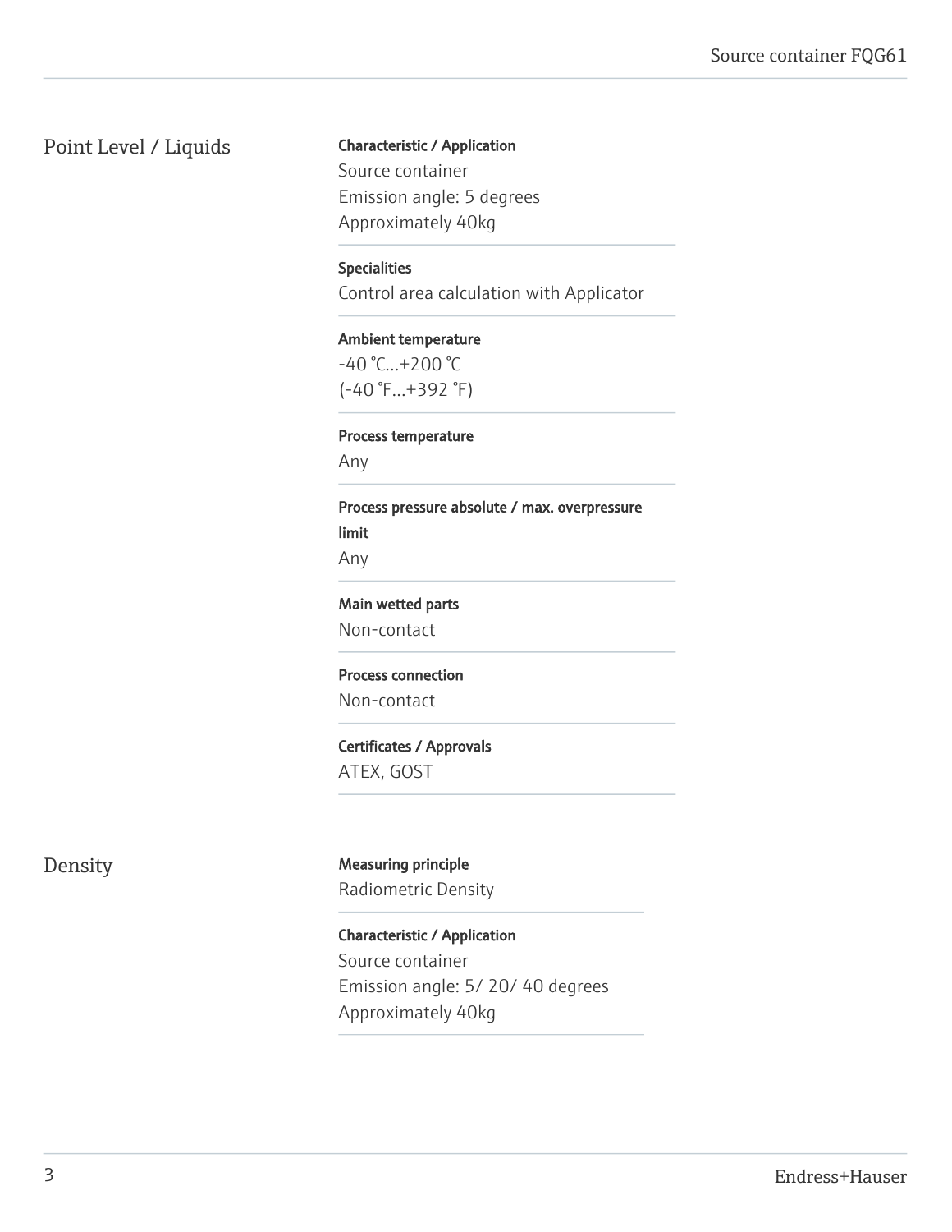## Point Level / Liquids

**Characteristic / Application**

Source container
Emission angle: 5 degrees
Approximately 40kg

**Specialities**

Control area calculation with Applicator

**Ambient temperature**

-40 °C...+200 °C
(-40 °F...+392 °F)

**Process temperature**

Any

**Process pressure absolute / max. overpressure limit**

Any

**Main wetted parts**

Non-contact

**Process connection**

Non-contact

**Certificates / Approvals**

ATEX, GOST

## Density

**Measuring principle**

Radiometric Density

**Characteristic / Application**

Source container
Emission angle: 5/ 20/ 40 degrees
Approximately 40kg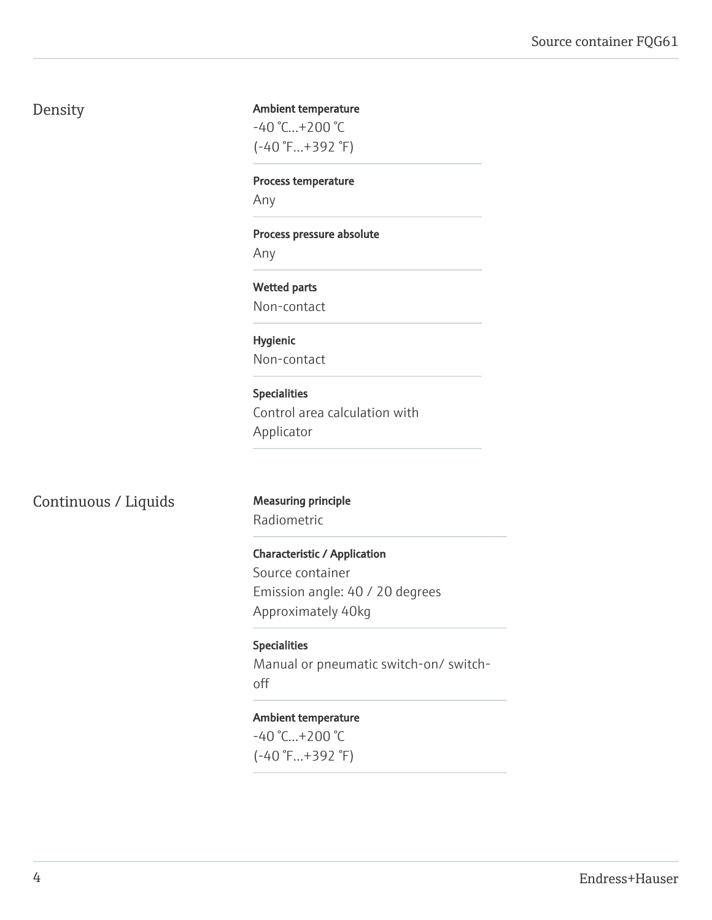## Density

**Ambient temperature**
-40 °C...+200 °C
(-40 °F...+392 °F)

**Process temperature**
Any

**Process pressure absolute**
Any

**Wetted parts**
Non-contact

**Hygienic**
Non-contact

**Specialities**
Control area calculation with Applicator

## Continuous / Liquids

**Measuring principle**
Radiometric

**Characteristic / Application**
Source container
Emission angle: 40 / 20 degrees
Approximately 40kg

**Specialities**
Manual or pneumatic switch-on/ switch-off

**Ambient temperature**
-40 °C...+200 °C
(-40 °F...+392 °F)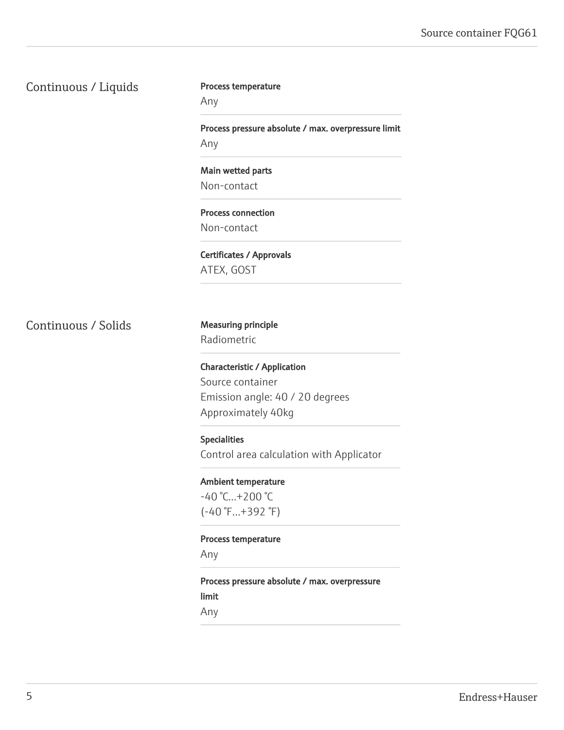## Continuous / Liquids

**Process temperature**
Any

**Process pressure absolute / max. overpressure limit**
Any

**Main wetted parts**
Non-contact

**Process connection**
Non-contact

**Certificates / Approvals**
ATEX, GOST

## Continuous / Solids

**Measuring principle**
Radiometric

**Characteristic / Application**
Source container
Emission angle: 40 / 20 degrees
Approximately 40kg

**Specialities**
Control area calculation with Applicator

**Ambient temperature**
-40 °C...+200 °C
(-40 °F...+392 °F)

**Process temperature**
Any

**Process pressure absolute / max. overpressure limit**
Any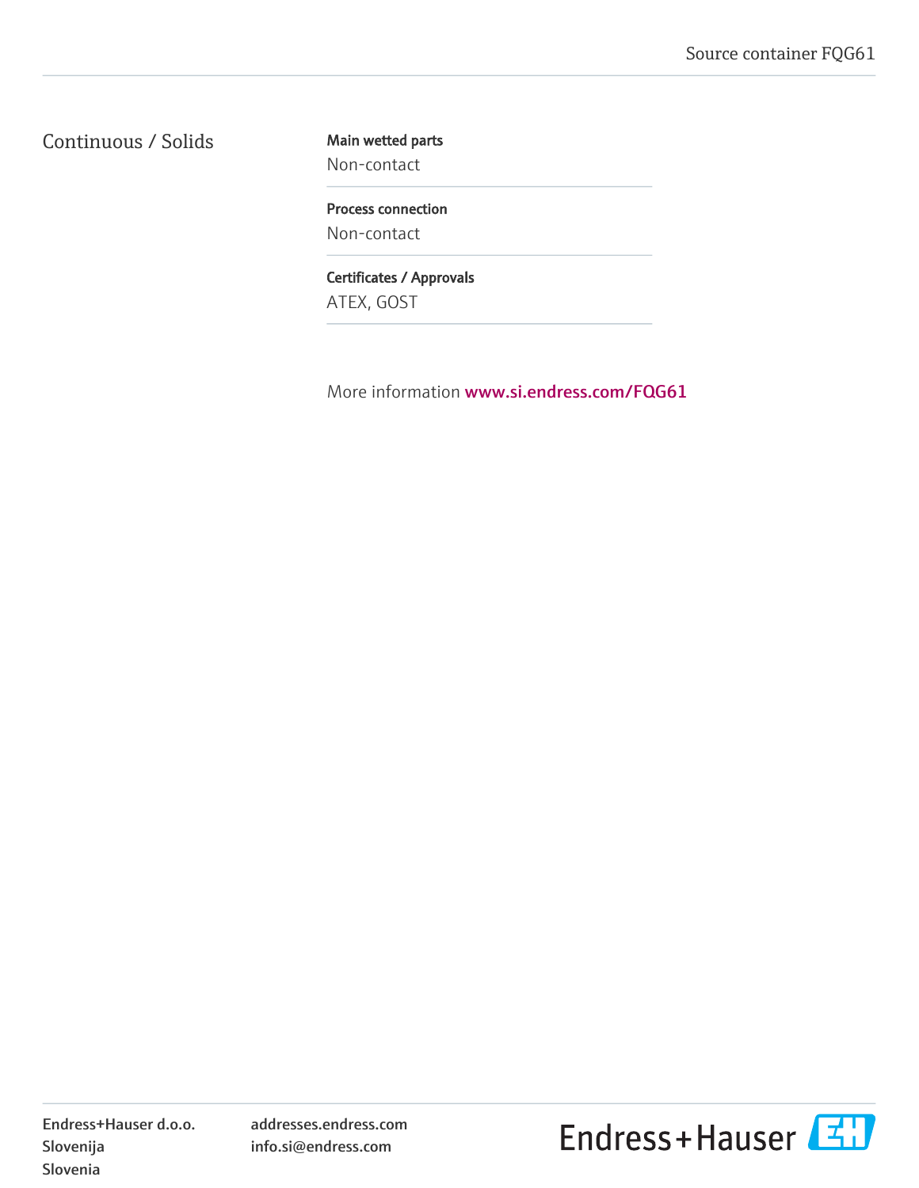## Continuous / Solids

**Main wetted parts**
Non-contact

**Process connection**
Non-contact

**Certificates / Approvals**
ATEX, GOST

More information **www.si.endress.com/FQG61**

Endress+Hauser d.o.o.
Slovenija
Slovenia

addresses.endress.com
info.si@endress.com

Endress+Hauser